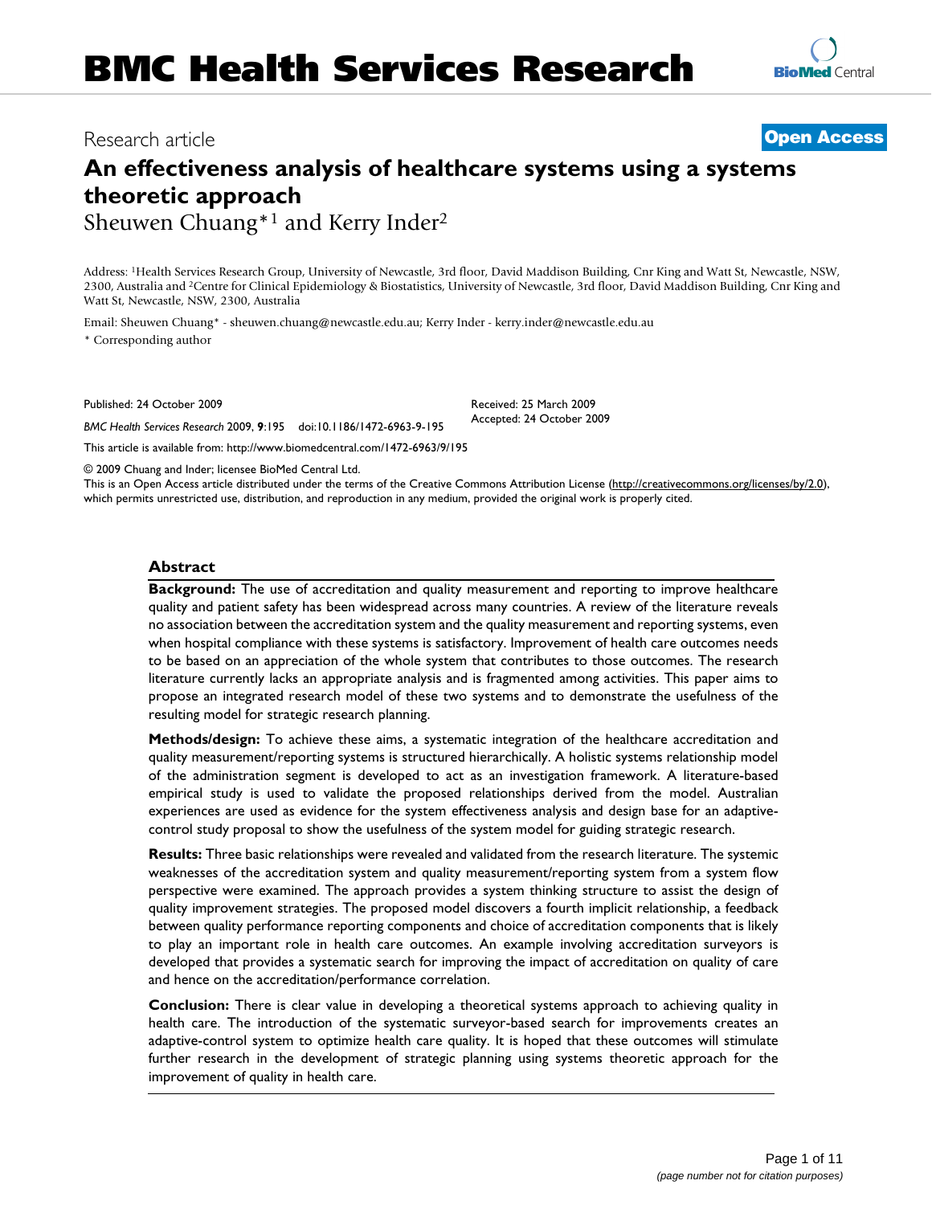Research article

**Open Access**

# An effectiveness analysis of healthcare systems using a systems theoretic approach

Sheuwen Chuang*[1] and Kerry Inder[2]

Address: [1]Health Services Research Group, University of Newcastle, 3rd floor, David Maddison Building, Cnr King and Watt St, Newcastle, NSW, 2300, Australia and [2]Centre for Clinical Epidemiology & Biostatistics, University of Newcastle, 3rd floor, David Maddison Building, Cnr King and Watt St, Newcastle, NSW, 2300, Australia

Email: Sheuwen Chuang* - sheuwen.chuang@newcastle.edu.au; Kerry Inder - kerry.inder@newcastle.edu.au

* Corresponding author

Published: 24 October 2009

*BMC Health Services Research* 2009, **9**:195 doi:10.1186/1472-6963-9-195

Received: 25 March 2009
Accepted: 24 October 2009

This article is available from: http://www.biomedcentral.com/1472-6963/9/195

© 2009 Chuang and Inder; licensee BioMed Central Ltd.
This is an Open Access article distributed under the terms of the Creative Commons Attribution License (http://creativecommons.org/licenses/by/2.0), which permits unrestricted use, distribution, and reproduction in any medium, provided the original work is properly cited.

## Abstract

**Background:** The use of accreditation and quality measurement and reporting to improve healthcare quality and patient safety has been widespread across many countries. A review of the literature reveals no association between the accreditation system and the quality measurement and reporting systems, even when hospital compliance with these systems is satisfactory. Improvement of health care outcomes needs to be based on an appreciation of the whole system that contributes to those outcomes. The research literature currently lacks an appropriate analysis and is fragmented among activities. This paper aims to propose an integrated research model of these two systems and to demonstrate the usefulness of the resulting model for strategic research planning.

**Methods/design:** To achieve these aims, a systematic integration of the healthcare accreditation and quality measurement/reporting systems is structured hierarchically. A holistic systems relationship model of the administration segment is developed to act as an investigation framework. A literature-based empirical study is used to validate the proposed relationships derived from the model. Australian experiences are used as evidence for the system effectiveness analysis and design base for an adaptive-control study proposal to show the usefulness of the system model for guiding strategic research.

**Results:** Three basic relationships were revealed and validated from the research literature. The systemic weaknesses of the accreditation system and quality measurement/reporting system from a system flow perspective were examined. The approach provides a system thinking structure to assist the design of quality improvement strategies. The proposed model discovers a fourth implicit relationship, a feedback between quality performance reporting components and choice of accreditation components that is likely to play an important role in health care outcomes. An example involving accreditation surveyors is developed that provides a systematic search for improving the impact of accreditation on quality of care and hence on the accreditation/performance correlation.

**Conclusion:** There is clear value in developing a theoretical systems approach to achieving quality in health care. The introduction of the systematic surveyor-based search for improvements creates an adaptive-control system to optimize health care quality. It is hoped that these outcomes will stimulate further research in the development of strategic planning using systems theoretic approach for the improvement of quality in health care.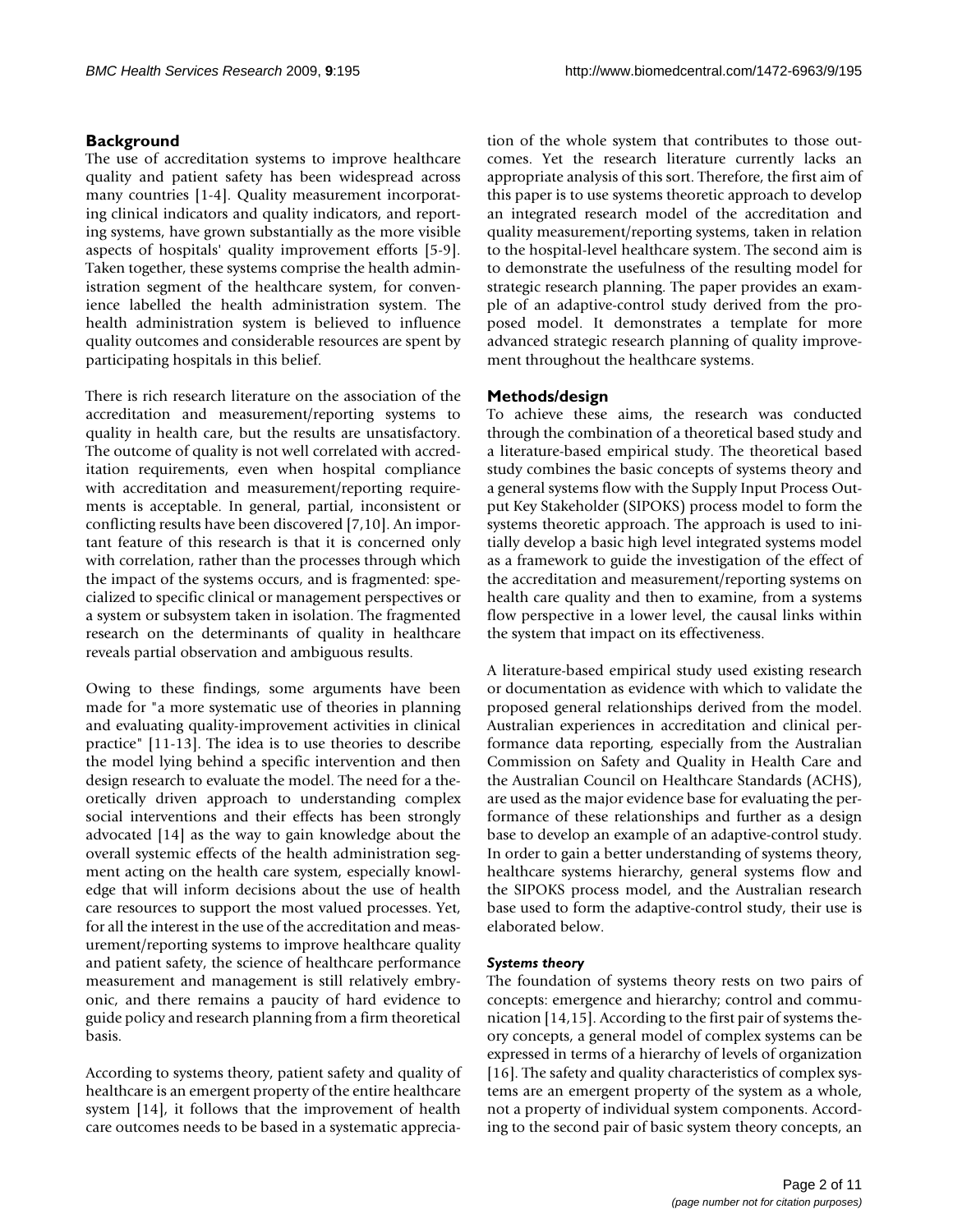## Background

The use of accreditation systems to improve healthcare quality and patient safety has been widespread across many countries [1-4]. Quality measurement incorporating clinical indicators and quality indicators, and reporting systems, have grown substantially as the more visible aspects of hospitals' quality improvement efforts [5-9]. Taken together, these systems comprise the health administration segment of the healthcare system, for convenience labelled the health administration system. The health administration system is believed to influence quality outcomes and considerable resources are spent by participating hospitals in this belief.

There is rich research literature on the association of the accreditation and measurement/reporting systems to quality in health care, but the results are unsatisfactory. The outcome of quality is not well correlated with accreditation requirements, even when hospital compliance with accreditation and measurement/reporting requirements is acceptable. In general, partial, inconsistent or conflicting results have been discovered [7,10]. An important feature of this research is that it is concerned only with correlation, rather than the processes through which the impact of the systems occurs, and is fragmented: specialized to specific clinical or management perspectives or a system or subsystem taken in isolation. The fragmented research on the determinants of quality in healthcare reveals partial observation and ambiguous results.

Owing to these findings, some arguments have been made for "a more systematic use of theories in planning and evaluating quality-improvement activities in clinical practice" [11-13]. The idea is to use theories to describe the model lying behind a specific intervention and then design research to evaluate the model. The need for a theoretically driven approach to understanding complex social interventions and their effects has been strongly advocated [14] as the way to gain knowledge about the overall systemic effects of the health administration segment acting on the health care system, especially knowledge that will inform decisions about the use of health care resources to support the most valued processes. Yet, for all the interest in the use of the accreditation and measurement/reporting systems to improve healthcare quality and patient safety, the science of healthcare performance measurement and management is still relatively embryonic, and there remains a paucity of hard evidence to guide policy and research planning from a firm theoretical basis.

According to systems theory, patient safety and quality of healthcare is an emergent property of the entire healthcare system [14], it follows that the improvement of health care outcomes needs to be based in a systematic appreciation of the whole system that contributes to those outcomes. Yet the research literature currently lacks an appropriate analysis of this sort. Therefore, the first aim of this paper is to use systems theoretic approach to develop an integrated research model of the accreditation and quality measurement/reporting systems, taken in relation to the hospital-level healthcare system. The second aim is to demonstrate the usefulness of the resulting model for strategic research planning. The paper provides an example of an adaptive-control study derived from the proposed model. It demonstrates a template for more advanced strategic research planning of quality improvement throughout the healthcare systems.

## Methods/design

To achieve these aims, the research was conducted through the combination of a theoretical based study and a literature-based empirical study. The theoretical based study combines the basic concepts of systems theory and a general systems flow with the Supply Input Process Output Key Stakeholder (SIPOKS) process model to form the systems theoretic approach. The approach is used to initially develop a basic high level integrated systems model as a framework to guide the investigation of the effect of the accreditation and measurement/reporting systems on health care quality and then to examine, from a systems flow perspective in a lower level, the causal links within the system that impact on its effectiveness.

A literature-based empirical study used existing research or documentation as evidence with which to validate the proposed general relationships derived from the model. Australian experiences in accreditation and clinical performance data reporting, especially from the Australian Commission on Safety and Quality in Health Care and the Australian Council on Healthcare Standards (ACHS), are used as the major evidence base for evaluating the performance of these relationships and further as a design base to develop an example of an adaptive-control study. In order to gain a better understanding of systems theory, healthcare systems hierarchy, general systems flow and the SIPOKS process model, and the Australian research base used to form the adaptive-control study, their use is elaborated below.

### *Systems theory*

The foundation of systems theory rests on two pairs of concepts: emergence and hierarchy; control and communication [14,15]. According to the first pair of systems theory concepts, a general model of complex systems can be expressed in terms of a hierarchy of levels of organization [16]. The safety and quality characteristics of complex systems are an emergent property of the system as a whole, not a property of individual system components. According to the second pair of basic system theory concepts, an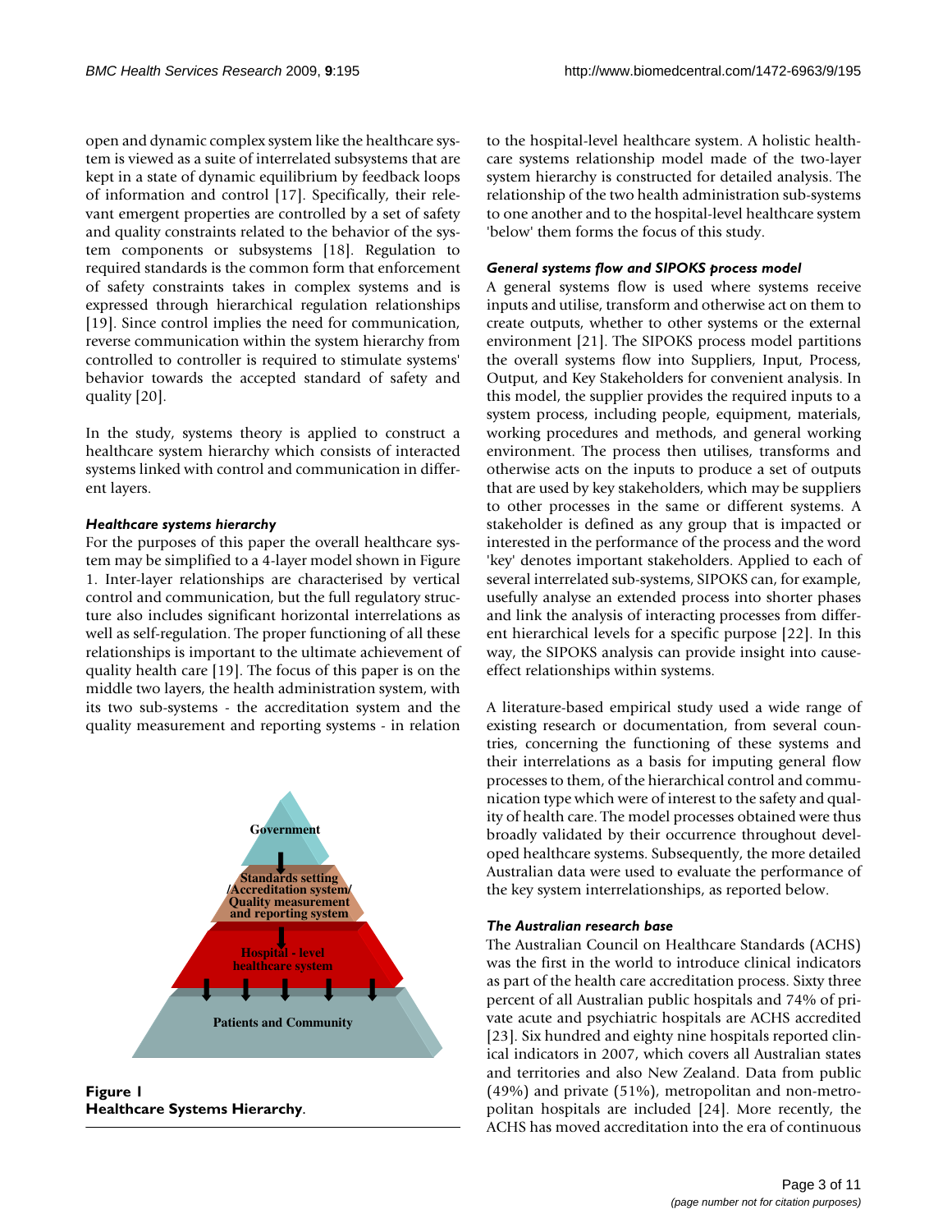open and dynamic complex system like the healthcare system is viewed as a suite of interrelated subsystems that are kept in a state of dynamic equilibrium by feedback loops of information and control [17]. Specifically, their relevant emergent properties are controlled by a set of safety and quality constraints related to the behavior of the system components or subsystems [18]. Regulation to required standards is the common form that enforcement of safety constraints takes in complex systems and is expressed through hierarchical regulation relationships [19]. Since control implies the need for communication, reverse communication within the system hierarchy from controlled to controller is required to stimulate systems' behavior towards the accepted standard of safety and quality [20].

In the study, systems theory is applied to construct a healthcare system hierarchy which consists of interacted systems linked with control and communication in different layers.

### *Healthcare systems hierarchy*

For the purposes of this paper the overall healthcare system may be simplified to a 4-layer model shown in Figure 1. Inter-layer relationships are characterised by vertical control and communication, but the full regulatory structure also includes significant horizontal interrelations as well as self-regulation. The proper functioning of all these relationships is important to the ultimate achievement of quality health care [19]. The focus of this paper is on the middle two layers, the health administration system, with its two sub-systems - the accreditation system and the quality measurement and reporting systems - in relation to the hospital-level healthcare system. A holistic healthcare systems relationship model made of the two-layer system hierarchy is constructed for detailed analysis. The relationship of the two health administration sub-systems to one another and to the hospital-level healthcare system 'below' them forms the focus of this study.

Government

Standards setting /Accreditation system/ Quality measurement and reporting system

Hospital - level healthcare system

Patients and Community

**Figure 1**
**Healthcare Systems Hierarchy**.

### *General systems flow and SIPOKS process model*

A general systems flow is used where systems receive inputs and utilise, transform and otherwise act on them to create outputs, whether to other systems or the external environment [21]. The SIPOKS process model partitions the overall systems flow into Suppliers, Input, Process, Output, and Key Stakeholders for convenient analysis. In this model, the supplier provides the required inputs to a system process, including people, equipment, materials, working procedures and methods, and general working environment. The process then utilises, transforms and otherwise acts on the inputs to produce a set of outputs that are used by key stakeholders, which may be suppliers to other processes in the same or different systems. A stakeholder is defined as any group that is impacted or interested in the performance of the process and the word 'key' denotes important stakeholders. Applied to each of several interrelated sub-systems, SIPOKS can, for example, usefully analyse an extended process into shorter phases and link the analysis of interacting processes from different hierarchical levels for a specific purpose [22]. In this way, the SIPOKS analysis can provide insight into cause-effect relationships within systems.

A literature-based empirical study used a wide range of existing research or documentation, from several countries, concerning the functioning of these systems and their interrelations as a basis for imputing general flow processes to them, of the hierarchical control and communication type which were of interest to the safety and quality of health care. The model processes obtained were thus broadly validated by their occurrence throughout developed healthcare systems. Subsequently, the more detailed Australian data were used to evaluate the performance of the key system interrelationships, as reported below.

### *The Australian research base*

The Australian Council on Healthcare Standards (ACHS) was the first in the world to introduce clinical indicators as part of the health care accreditation process. Sixty three percent of all Australian public hospitals and 74% of private acute and psychiatric hospitals are ACHS accredited [23]. Six hundred and eighty nine hospitals reported clinical indicators in 2007, which covers all Australian states and territories and also New Zealand. Data from public (49%) and private (51%), metropolitan and non-metropolitan hospitals are included [24]. More recently, the ACHS has moved accreditation into the era of continuous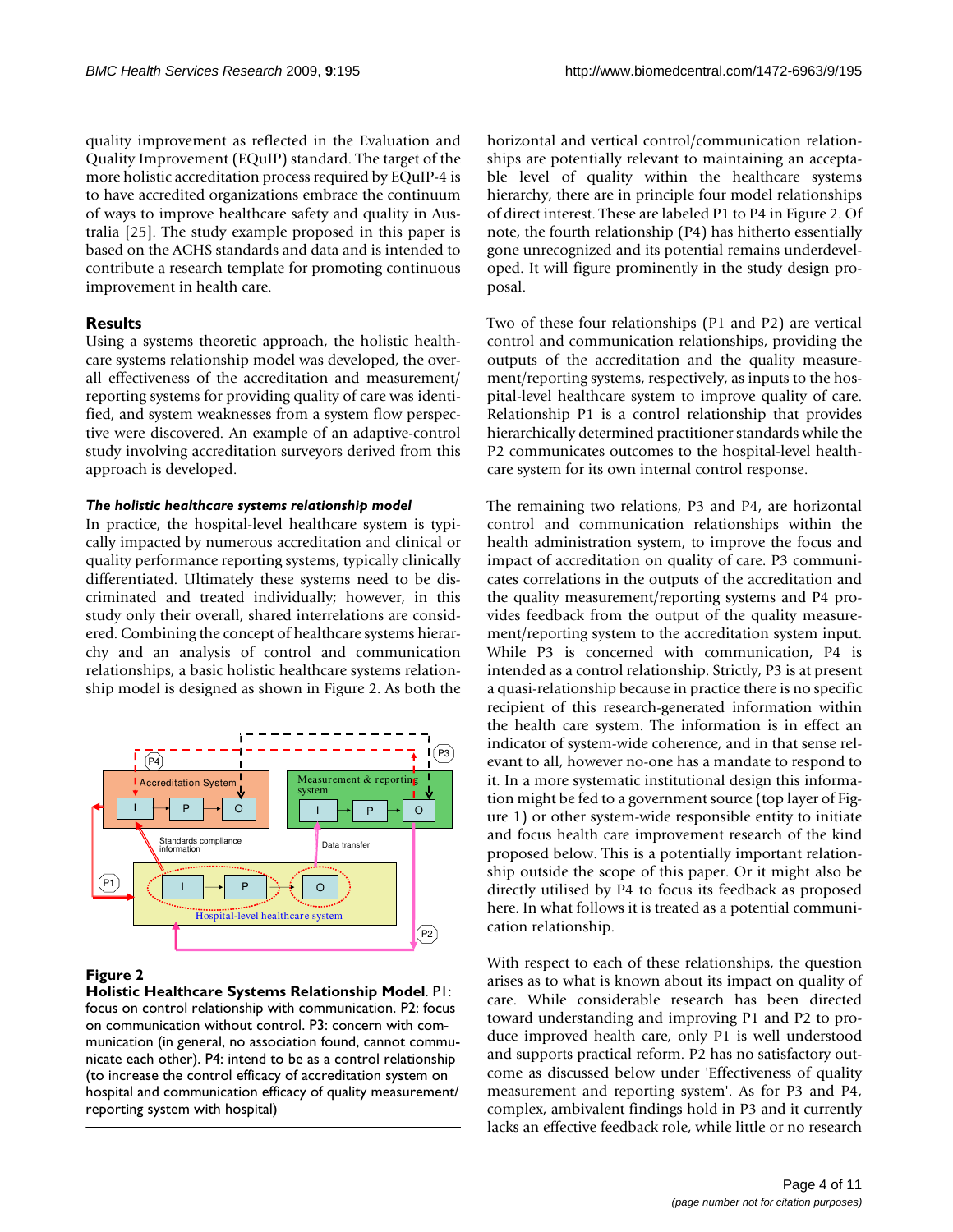quality improvement as reflected in the Evaluation and Quality Improvement (EQuIP) standard. The target of the more holistic accreditation process required by EQuIP-4 is to have accredited organizations embrace the continuum of ways to improve healthcare safety and quality in Australia [25]. The study example proposed in this paper is based on the ACHS standards and data and is intended to contribute a research template for promoting continuous improvement in health care.

## Results

Using a systems theoretic approach, the holistic healthcare systems relationship model was developed, the overall effectiveness of the accreditation and measurement/reporting systems for providing quality of care was identified, and system weaknesses from a system flow perspective were discovered. An example of an adaptive-control study involving accreditation surveyors derived from this approach is developed.

### *The holistic healthcare systems relationship model*

In practice, the hospital-level healthcare system is typically impacted by numerous accreditation and clinical or quality performance reporting systems, typically clinically differentiated. Ultimately these systems need to be discriminated and treated individually; however, in this study only their overall, shared interrelations are considered. Combining the concept of healthcare systems hierarchy and an analysis of control and communication relationships, a basic holistic healthcare systems relationship model is designed as shown in Figure 2. As both the horizontal and vertical control/communication relationships are potentially relevant to maintaining an acceptable level of quality within the healthcare systems hierarchy, there are in principle four model relationships of direct interest. These are labeled P1 to P4 in Figure 2. Of note, the fourth relationship (P4) has hitherto essentially gone unrecognized and its potential remains underdeveloped. It will figure prominently in the study design proposal.

**Figure 2**

**Holistic Healthcare Systems Relationship Model**. P1: focus on control relationship with communication. P2: focus on communication without control. P3: concern with communication (in general, no association found, cannot communicate each other). P4: intend to be as a control relationship (to increase the control efficacy of accreditation system on hospital and communication efficacy of quality measurement/reporting system with hospital)

Two of these four relationships (P1 and P2) are vertical control and communication relationships, providing the outputs of the accreditation and the quality measurement/reporting systems, respectively, as inputs to the hospital-level healthcare system to improve quality of care. Relationship P1 is a control relationship that provides hierarchically determined practitioner standards while the P2 communicates outcomes to the hospital-level healthcare system for its own internal control response.

The remaining two relations, P3 and P4, are horizontal control and communication relationships within the health administration system, to improve the focus and impact of accreditation on quality of care. P3 communicates correlations in the outputs of the accreditation and the quality measurement/reporting systems and P4 provides feedback from the output of the quality measurement/reporting system to the accreditation system input. While P3 is concerned with communication, P4 is intended as a control relationship. Strictly, P3 is at present a quasi-relationship because in practice there is no specific recipient of this research-generated information within the health care system. The information is in effect an indicator of system-wide coherence, and in that sense relevant to all, however no-one has a mandate to respond to it. In a more systematic institutional design this information might be fed to a government source (top layer of Figure 1) or other system-wide responsible entity to initiate and focus health care improvement research of the kind proposed below. This is a potentially important relationship outside the scope of this paper. Or it might also be directly utilised by P4 to focus its feedback as proposed here. In what follows it is treated as a potential communication relationship.

With respect to each of these relationships, the question arises as to what is known about its impact on quality of care. While considerable research has been directed toward understanding and improving P1 and P2 to produce improved health care, only P1 is well understood and supports practical reform. P2 has no satisfactory outcome as discussed below under 'Effectiveness of quality measurement and reporting system'. As for P3 and P4, complex, ambivalent findings hold in P3 and it currently lacks an effective feedback role, while little or no research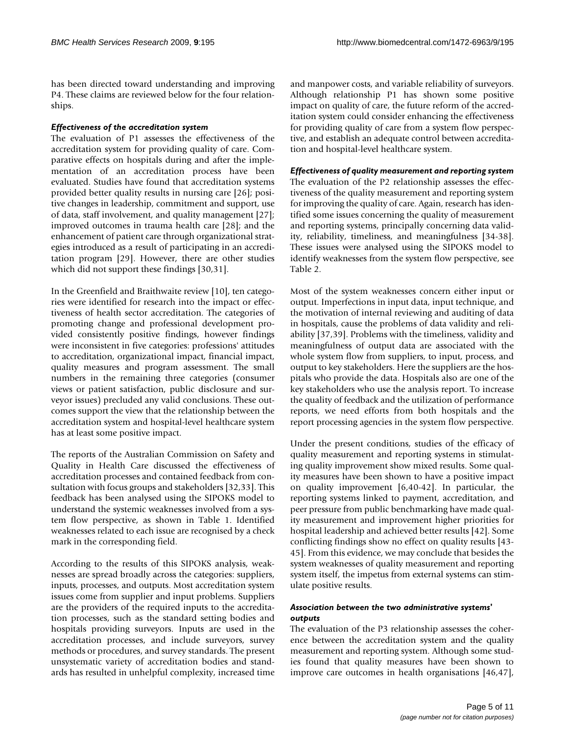has been directed toward understanding and improving P4. These claims are reviewed below for the four relationships.

### *Effectiveness of the accreditation system*

The evaluation of P1 assesses the effectiveness of the accreditation system for providing quality of care. Comparative effects on hospitals during and after the implementation of an accreditation process have been evaluated. Studies have found that accreditation systems provided better quality results in nursing care [26]; positive changes in leadership, commitment and support, use of data, staff involvement, and quality management [27]; improved outcomes in trauma health care [28]; and the enhancement of patient care through organizational strategies introduced as a result of participating in an accreditation program [29]. However, there are other studies which did not support these findings [30,31].

In the Greenfield and Braithwaite review [10], ten categories were identified for research into the impact or effectiveness of health sector accreditation. The categories of promoting change and professional development provided consistently positive findings, however findings were inconsistent in five categories: professions' attitudes to accreditation, organizational impact, financial impact, quality measures and program assessment. The small numbers in the remaining three categories (consumer views or patient satisfaction, public disclosure and surveyor issues) precluded any valid conclusions. These outcomes support the view that the relationship between the accreditation system and hospital-level healthcare system has at least some positive impact.

The reports of the Australian Commission on Safety and Quality in Health Care discussed the effectiveness of accreditation processes and contained feedback from consultation with focus groups and stakeholders [32,33]. This feedback has been analysed using the SIPOKS model to understand the systemic weaknesses involved from a system flow perspective, as shown in Table 1. Identified weaknesses related to each issue are recognised by a check mark in the corresponding field.

According to the results of this SIPOKS analysis, weaknesses are spread broadly across the categories: suppliers, inputs, processes, and outputs. Most accreditation system issues come from supplier and input problems. Suppliers are the providers of the required inputs to the accreditation processes, such as the standard setting bodies and hospitals providing surveyors. Inputs are used in the accreditation processes, and include surveyors, survey methods or procedures, and survey standards. The present unsystematic variety of accreditation bodies and standards has resulted in unhelpful complexity, increased time and manpower costs, and variable reliability of surveyors. Although relationship P1 has shown some positive impact on quality of care, the future reform of the accreditation system could consider enhancing the effectiveness for providing quality of care from a system flow perspective, and establish an adequate control between accreditation and hospital-level healthcare system.

### *Effectiveness of quality measurement and reporting system*

The evaluation of the P2 relationship assesses the effectiveness of the quality measurement and reporting system for improving the quality of care. Again, research has identified some issues concerning the quality of measurement and reporting systems, principally concerning data validity, reliability, timeliness, and meaningfulness [34-38]. These issues were analysed using the SIPOKS model to identify weaknesses from the system flow perspective, see Table 2.

Most of the system weaknesses concern either input or output. Imperfections in input data, input technique, and the motivation of internal reviewing and auditing of data in hospitals, cause the problems of data validity and reliability [37,39]. Problems with the timeliness, validity and meaningfulness of output data are associated with the whole system flow from suppliers, to input, process, and output to key stakeholders. Here the suppliers are the hospitals who provide the data. Hospitals also are one of the key stakeholders who use the analysis report. To increase the quality of feedback and the utilization of performance reports, we need efforts from both hospitals and the report processing agencies in the system flow perspective.

Under the present conditions, studies of the efficacy of quality measurement and reporting systems in stimulating quality improvement show mixed results. Some quality measures have been shown to have a positive impact on quality improvement [6,40-42]. In particular, the reporting systems linked to payment, accreditation, and peer pressure from public benchmarking have made quality measurement and improvement higher priorities for hospital leadership and achieved better results [42]. Some conflicting findings show no effect on quality results [43-45]. From this evidence, we may conclude that besides the system weaknesses of quality measurement and reporting system itself, the impetus from external systems can stimulate positive results.

### *Association between the two administrative systems' outputs*

The evaluation of the P3 relationship assesses the coherence between the accreditation system and the quality measurement and reporting system. Although some studies found that quality measures have been shown to improve care outcomes in health organisations [46,47],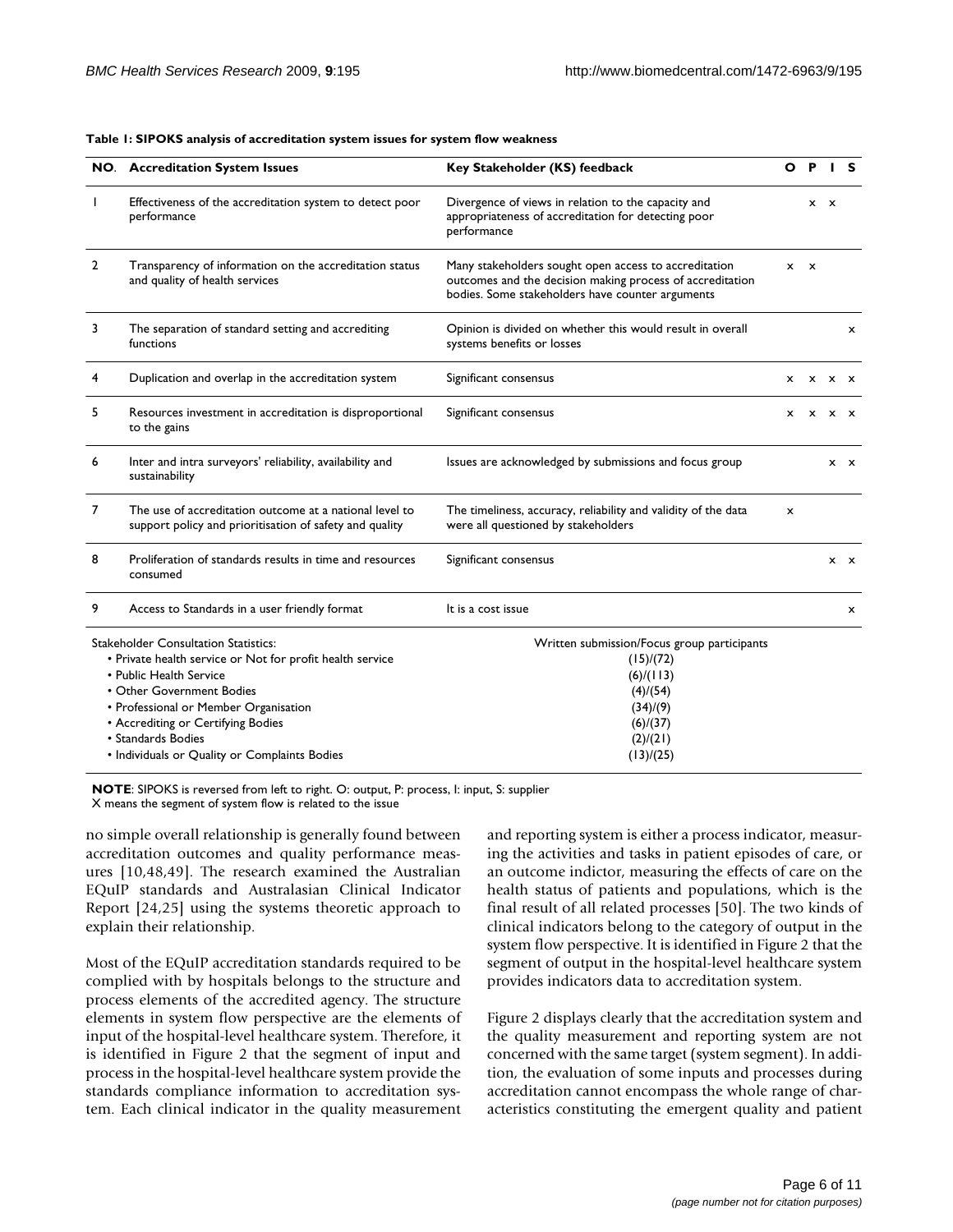**Table 1: SIPOKS analysis of accreditation system issues for system flow weakness**

| NO. | Accreditation System Issues | Key Stakeholder (KS) feedback | O | P | I | S |
|---|---|---|---|---|---|---|
| 1 | Effectiveness of the accreditation system to detect poor performance | Divergence of views in relation to the capacity and appropriateness of accreditation for detecting poor performance | | x | x | |
| 2 | Transparency of information on the accreditation status and quality of health services | Many stakeholders sought open access to accreditation outcomes and the decision making process of accreditation bodies. Some stakeholders have counter arguments | x | x | | |
| 3 | The separation of standard setting and accrediting functions | Opinion is divided on whether this would result in overall systems benefits or losses | | | | x |
| 4 | Duplication and overlap in the accreditation system | Significant consensus | x | x | x | x |
| 5 | Resources investment in accreditation is disproportional to the gains | Significant consensus | x | x | x | x |
| 6 | Inter and intra surveyors' reliability, availability and sustainability | Issues are acknowledged by submissions and focus group | | | x | x |
| 7 | The use of accreditation outcome at a national level to support policy and prioritisation of safety and quality | The timeliness, accuracy, reliability and validity of the data were all questioned by stakeholders | x | | | |
| 8 | Proliferation of standards results in time and resources consumed | Significant consensus | | | x | x |
| 9 | Access to Standards in a user friendly format | It is a cost issue | | | | x |

| Stakeholder Consultation Statistics: | Written submission/Focus group participants |
|---|---|
| • Private health service or Not for profit health service | (15)/(72) |
| • Public Health Service | (6)/(113) |
| • Other Government Bodies | (4)/(54) |
| • Professional or Member Organisation | (34)/(9) |
| • Accrediting or Certifying Bodies | (6)/(37) |
| • Standards Bodies | (2)/(21) |
| • Individuals or Quality or Complaints Bodies | (13)/(25) |

**NOTE**: SIPOKS is reversed from left to right. O: output, P: process, I: input, S: supplier
X means the segment of system flow is related to the issue

no simple overall relationship is generally found between accreditation outcomes and quality performance measures [10,48,49]. The research examined the Australian EQuIP standards and Australasian Clinical Indicator Report [24,25] using the systems theoretic approach to explain their relationship.

Most of the EQuIP accreditation standards required to be complied with by hospitals belongs to the structure and process elements of the accredited agency. The structure elements in system flow perspective are the elements of input of the hospital-level healthcare system. Therefore, it is identified in Figure 2 that the segment of input and process in the hospital-level healthcare system provide the standards compliance information to accreditation system. Each clinical indicator in the quality measurement and reporting system is either a process indicator, measuring the activities and tasks in patient episodes of care, or an outcome indictor, measuring the effects of care on the health status of patients and populations, which is the final result of all related processes [50]. The two kinds of clinical indicators belong to the category of output in the system flow perspective. It is identified in Figure 2 that the segment of output in the hospital-level healthcare system provides indicators data to accreditation system.

Figure 2 displays clearly that the accreditation system and the quality measurement and reporting system are not concerned with the same target (system segment). In addition, the evaluation of some inputs and processes during accreditation cannot encompass the whole range of characteristics constituting the emergent quality and patient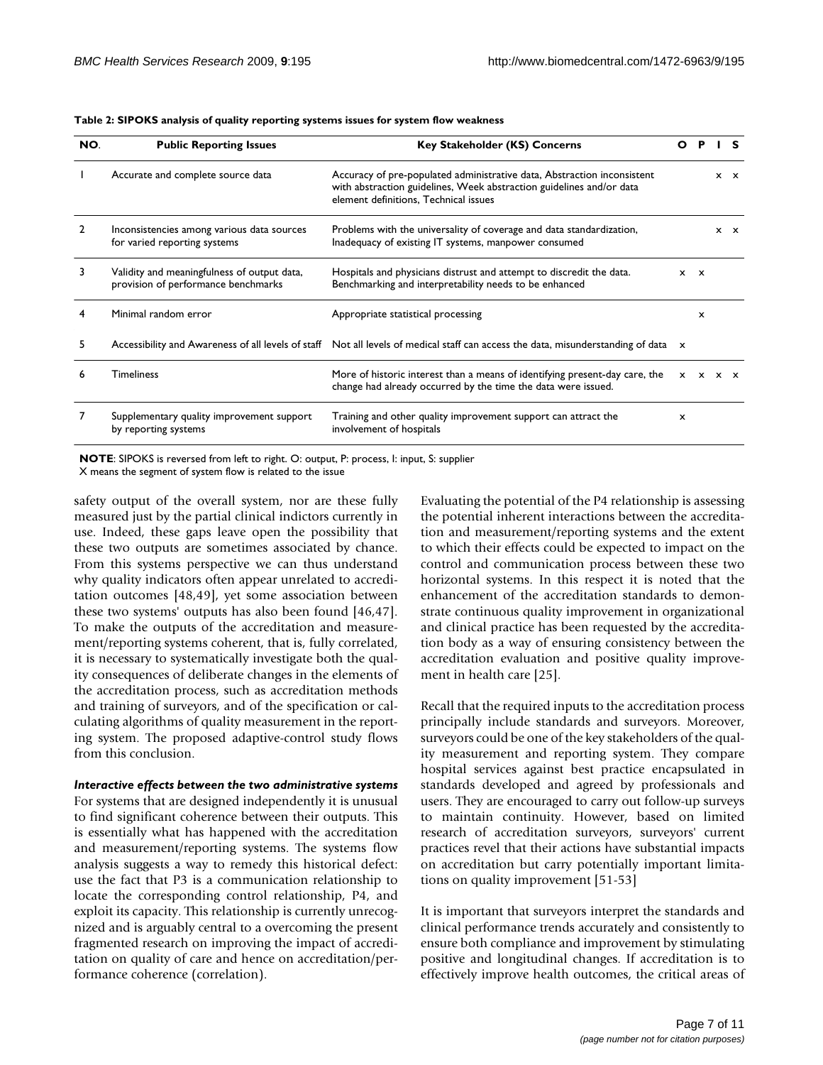**Table 2: SIPOKS analysis of quality reporting systems issues for system flow weakness**

| NO. | Public Reporting Issues | Key Stakeholder (KS) Concerns | O | P | I | S |
|---|---|---|---|---|---|---|
| 1 | Accurate and complete source data | Accuracy of pre-populated administrative data, Abstraction inconsistent with abstraction guidelines, Week abstraction guidelines and/or data element definitions, Technical issues | | | x | x |
| 2 | Inconsistencies among various data sources for varied reporting systems | Problems with the universality of coverage and data standardization, Inadequacy of existing IT systems, manpower consumed | | | x | x |
| 3 | Validity and meaningfulness of output data, provision of performance benchmarks | Hospitals and physicians distrust and attempt to discredit the data. Benchmarking and interpretability needs to be enhanced | x | x | | |
| 4 | Minimal random error | Appropriate statistical processing | | x | | |
| 5 | Accessibility and Awareness of all levels of staff | Not all levels of medical staff can access the data, misunderstanding of data | x | | | |
| 6 | Timeliness | More of historic interest than a means of identifying present-day care, the change had already occurred by the time the data were issued. | x | x | x | x |
| 7 | Supplementary quality improvement support by reporting systems | Training and other quality improvement support can attract the involvement of hospitals | x | | | |

**NOTE**: SIPOKS is reversed from left to right. O: output, P: process, I: input, S: supplier
X means the segment of system flow is related to the issue

safety output of the overall system, nor are these fully measured just by the partial clinical indictors currently in use. Indeed, these gaps leave open the possibility that these two outputs are sometimes associated by chance. From this systems perspective we can thus understand why quality indicators often appear unrelated to accreditation outcomes [48,49], yet some association between these two systems' outputs has also been found [46,47]. To make the outputs of the accreditation and measurement/reporting systems coherent, that is, fully correlated, it is necessary to systematically investigate both the quality consequences of deliberate changes in the elements of the accreditation process, such as accreditation methods and training of surveyors, and of the specification or calculating algorithms of quality measurement in the reporting system. The proposed adaptive-control study flows from this conclusion.

### *Interactive effects between the two administrative systems*

For systems that are designed independently it is unusual to find significant coherence between their outputs. This is essentially what has happened with the accreditation and measurement/reporting systems. The systems flow analysis suggests a way to remedy this historical defect: use the fact that P3 is a communication relationship to locate the corresponding control relationship, P4, and exploit its capacity. This relationship is currently unrecognized and is arguably central to a overcoming the present fragmented research on improving the impact of accreditation on quality of care and hence on accreditation/performance coherence (correlation).

Evaluating the potential of the P4 relationship is assessing the potential inherent interactions between the accreditation and measurement/reporting systems and the extent to which their effects could be expected to impact on the control and communication process between these two horizontal systems. In this respect it is noted that the enhancement of the accreditation standards to demonstrate continuous quality improvement in organizational and clinical practice has been requested by the accreditation body as a way of ensuring consistency between the accreditation evaluation and positive quality improvement in health care [25].

Recall that the required inputs to the accreditation process principally include standards and surveyors. Moreover, surveyors could be one of the key stakeholders of the quality measurement and reporting system. They compare hospital services against best practice encapsulated in standards developed and agreed by professionals and users. They are encouraged to carry out follow-up surveys to maintain continuity. However, based on limited research of accreditation surveyors, surveyors' current practices revel that their actions have substantial impacts on accreditation but carry potentially important limitations on quality improvement [51-53]

It is important that surveyors interpret the standards and clinical performance trends accurately and consistently to ensure both compliance and improvement by stimulating positive and longitudinal changes. If accreditation is to effectively improve health outcomes, the critical areas of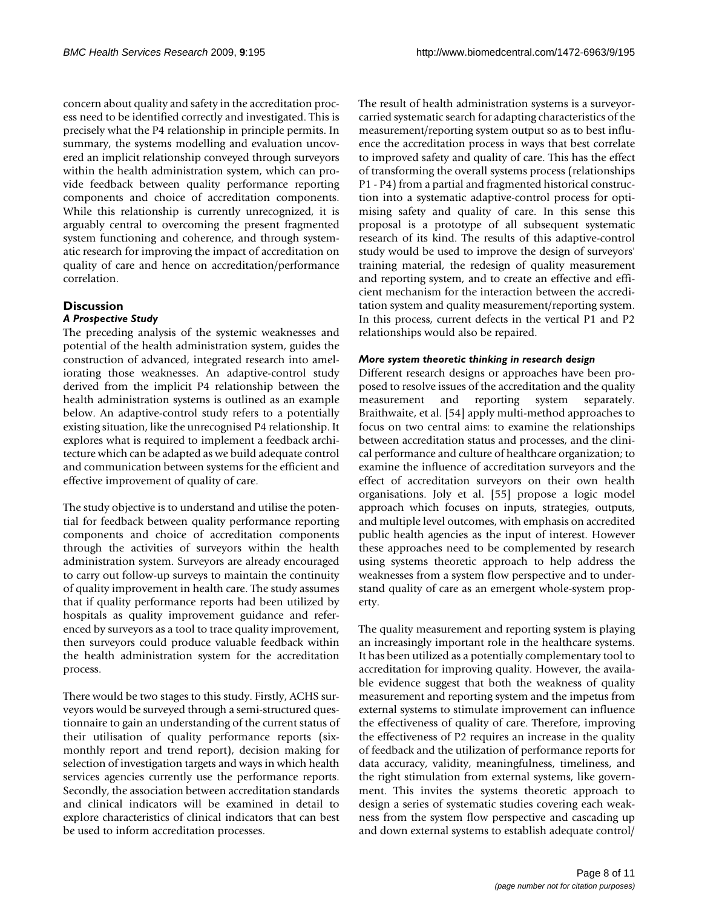concern about quality and safety in the accreditation process need to be identified correctly and investigated. This is precisely what the P4 relationship in principle permits. In summary, the systems modelling and evaluation uncovered an implicit relationship conveyed through surveyors within the health administration system, which can provide feedback between quality performance reporting components and choice of accreditation components. While this relationship is currently unrecognized, it is arguably central to overcoming the present fragmented system functioning and coherence, and through systematic research for improving the impact of accreditation on quality of care and hence on accreditation/performance correlation.

## Discussion

### *A Prospective Study*

The preceding analysis of the systemic weaknesses and potential of the health administration system, guides the construction of advanced, integrated research into ameliorating those weaknesses. An adaptive-control study derived from the implicit P4 relationship between the health administration systems is outlined as an example below. An adaptive-control study refers to a potentially existing situation, like the unrecognised P4 relationship. It explores what is required to implement a feedback architecture which can be adapted as we build adequate control and communication between systems for the efficient and effective improvement of quality of care.

The study objective is to understand and utilise the potential for feedback between quality performance reporting components and choice of accreditation components through the activities of surveyors within the health administration system. Surveyors are already encouraged to carry out follow-up surveys to maintain the continuity of quality improvement in health care. The study assumes that if quality performance reports had been utilized by hospitals as quality improvement guidance and referenced by surveyors as a tool to trace quality improvement, then surveyors could produce valuable feedback within the health administration system for the accreditation process.

There would be two stages to this study. Firstly, ACHS surveyors would be surveyed through a semi-structured questionnaire to gain an understanding of the current status of their utilisation of quality performance reports (six-monthly report and trend report), decision making for selection of investigation targets and ways in which health services agencies currently use the performance reports. Secondly, the association between accreditation standards and clinical indicators will be examined in detail to explore characteristics of clinical indicators that can best be used to inform accreditation processes.

The result of health administration systems is a surveyor-carried systematic search for adapting characteristics of the measurement/reporting system output so as to best influence the accreditation process in ways that best correlate to improved safety and quality of care. This has the effect of transforming the overall systems process (relationships P1 - P4) from a partial and fragmented historical construction into a systematic adaptive-control process for optimising safety and quality of care. In this sense this proposal is a prototype of all subsequent systematic research of its kind. The results of this adaptive-control study would be used to improve the design of surveyors' training material, the redesign of quality measurement and reporting system, and to create an effective and efficient mechanism for the interaction between the accreditation system and quality measurement/reporting system. In this process, current defects in the vertical P1 and P2 relationships would also be repaired.

### *More system theoretic thinking in research design*

Different research designs or approaches have been proposed to resolve issues of the accreditation and the quality measurement and reporting system separately. Braithwaite, et al. [54] apply multi-method approaches to focus on two central aims: to examine the relationships between accreditation status and processes, and the clinical performance and culture of healthcare organization; to examine the influence of accreditation surveyors and the effect of accreditation surveyors on their own health organisations. Joly et al. [55] propose a logic model approach which focuses on inputs, strategies, outputs, and multiple level outcomes, with emphasis on accredited public health agencies as the input of interest. However these approaches need to be complemented by research using systems theoretic approach to help address the weaknesses from a system flow perspective and to understand quality of care as an emergent whole-system property.

The quality measurement and reporting system is playing an increasingly important role in the healthcare systems. It has been utilized as a potentially complementary tool to accreditation for improving quality. However, the available evidence suggest that both the weakness of quality measurement and reporting system and the impetus from external systems to stimulate improvement can influence the effectiveness of quality of care. Therefore, improving the effectiveness of P2 requires an increase in the quality of feedback and the utilization of performance reports for data accuracy, validity, meaningfulness, timeliness, and the right stimulation from external systems, like government. This invites the systems theoretic approach to design a series of systematic studies covering each weakness from the system flow perspective and cascading up and down external systems to establish adequate control/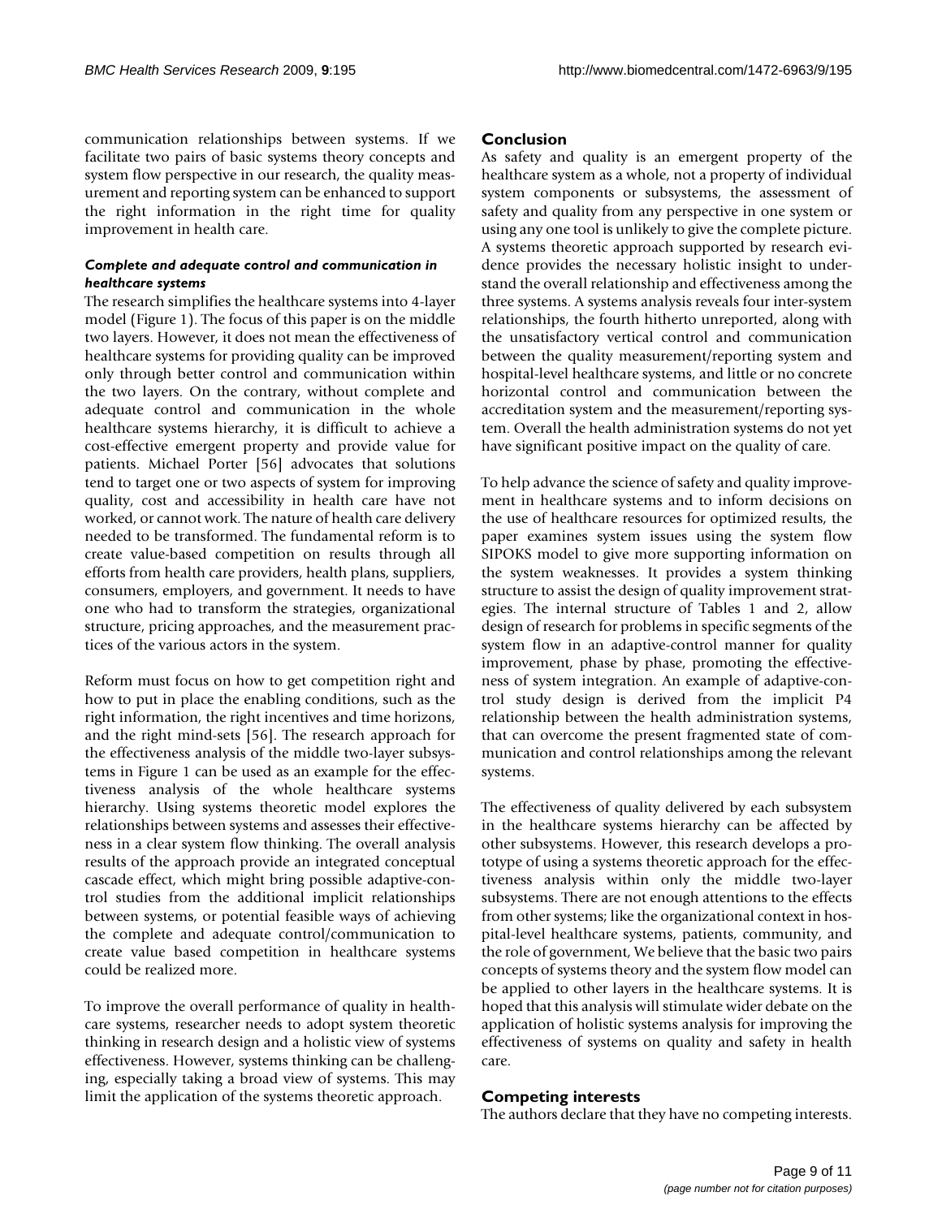communication relationships between systems. If we facilitate two pairs of basic systems theory concepts and system flow perspective in our research, the quality measurement and reporting system can be enhanced to support the right information in the right time for quality improvement in health care.

### *Complete and adequate control and communication in healthcare systems*

The research simplifies the healthcare systems into 4-layer model (Figure 1). The focus of this paper is on the middle two layers. However, it does not mean the effectiveness of healthcare systems for providing quality can be improved only through better control and communication within the two layers. On the contrary, without complete and adequate control and communication in the whole healthcare systems hierarchy, it is difficult to achieve a cost-effective emergent property and provide value for patients. Michael Porter [56] advocates that solutions tend to target one or two aspects of system for improving quality, cost and accessibility in health care have not worked, or cannot work. The nature of health care delivery needed to be transformed. The fundamental reform is to create value-based competition on results through all efforts from health care providers, health plans, suppliers, consumers, employers, and government. It needs to have one who had to transform the strategies, organizational structure, pricing approaches, and the measurement practices of the various actors in the system.

Reform must focus on how to get competition right and how to put in place the enabling conditions, such as the right information, the right incentives and time horizons, and the right mind-sets [56]. The research approach for the effectiveness analysis of the middle two-layer subsystems in Figure 1 can be used as an example for the effectiveness analysis of the whole healthcare systems hierarchy. Using systems theoretic model explores the relationships between systems and assesses their effectiveness in a clear system flow thinking. The overall analysis results of the approach provide an integrated conceptual cascade effect, which might bring possible adaptive-control studies from the additional implicit relationships between systems, or potential feasible ways of achieving the complete and adequate control/communication to create value based competition in healthcare systems could be realized more.

To improve the overall performance of quality in healthcare systems, researcher needs to adopt system theoretic thinking in research design and a holistic view of systems effectiveness. However, systems thinking can be challenging, especially taking a broad view of systems. This may limit the application of the systems theoretic approach.

## Conclusion

As safety and quality is an emergent property of the healthcare system as a whole, not a property of individual system components or subsystems, the assessment of safety and quality from any perspective in one system or using any one tool is unlikely to give the complete picture. A systems theoretic approach supported by research evidence provides the necessary holistic insight to understand the overall relationship and effectiveness among the three systems. A systems analysis reveals four inter-system relationships, the fourth hitherto unreported, along with the unsatisfactory vertical control and communication between the quality measurement/reporting system and hospital-level healthcare systems, and little or no concrete horizontal control and communication between the accreditation system and the measurement/reporting system. Overall the health administration systems do not yet have significant positive impact on the quality of care.

To help advance the science of safety and quality improvement in healthcare systems and to inform decisions on the use of healthcare resources for optimized results, the paper examines system issues using the system flow SIPOKS model to give more supporting information on the system weaknesses. It provides a system thinking structure to assist the design of quality improvement strategies. The internal structure of Tables 1 and 2, allow design of research for problems in specific segments of the system flow in an adaptive-control manner for quality improvement, phase by phase, promoting the effectiveness of system integration. An example of adaptive-control study design is derived from the implicit P4 relationship between the health administration systems, that can overcome the present fragmented state of communication and control relationships among the relevant systems.

The effectiveness of quality delivered by each subsystem in the healthcare systems hierarchy can be affected by other subsystems. However, this research develops a prototype of using a systems theoretic approach for the effectiveness analysis within only the middle two-layer subsystems. There are not enough attentions to the effects from other systems; like the organizational context in hospital-level healthcare systems, patients, community, and the role of government, We believe that the basic two pairs concepts of systems theory and the system flow model can be applied to other layers in the healthcare systems. It is hoped that this analysis will stimulate wider debate on the application of holistic systems analysis for improving the effectiveness of systems on quality and safety in health care.

## Competing interests

The authors declare that they have no competing interests.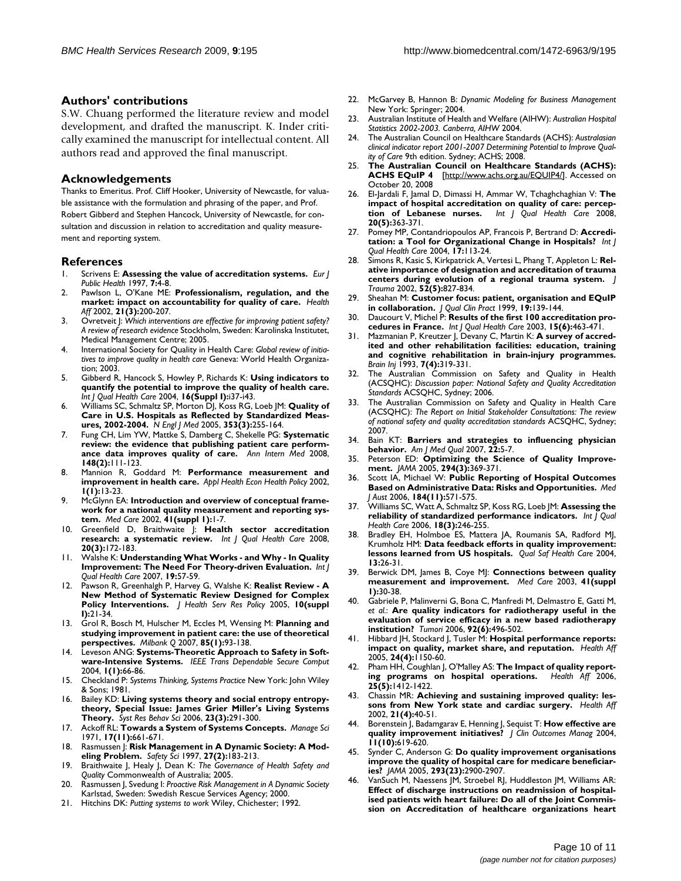## Authors' contributions

S.W. Chuang performed the literature review and model development, and drafted the manuscript. K. Inder critically examined the manuscript for intellectual content. All authors read and approved the final manuscript.

## Acknowledgements

Thanks to Emeritus. Prof. Cliff Hooker, University of Newcastle, for valuable assistance with the formulation and phrasing of the paper, and Prof. Robert Gibberd and Stephen Hancock, University of Newcastle, for consultation and discussion in relation to accreditation and quality measurement and reporting system.

## References

1. Scrivens E: **Assessing the value of accreditation systems.** *Eur J Public Health* 1997, **7:**4-8.
2. Pawlson L, O'Kane ME: **Professionalism, regulation, and the market: impact on accountability for quality of care.** *Health Aff* 2002, **21(3):**200-207.
3. Ovretveit J: *Which interventions are effective for improving patient safety? A review of research evidence* Stockholm, Sweden: Karolinska Institutet, Medical Management Centre; 2005.
4. International Society for Quality in Health Care: *Global review of initiatives to improve quality in health care* Geneva: World Health Organization; 2003.
5. Gibberd R, Hancock S, Howley P, Richards K: **Using indicators to quantify the potential to improve the quality of health care.** *Int J Qual Health Care* 2004, **16(Suppl I):**i37-i43.
6. Williams SC, Schmaltz SP, Morton DJ, Koss RG, Loeb JM: **Quality of Care in U.S. Hospitals as Reflected by Standardized Measures, 2002-2004.** *N Engl J Med* 2005, **353(3):**255-164.
7. Fung CH, Lim YW, Mattke S, Damberg C, Shekelle PG: **Systematic review: the evidence that publishing patient care performance data improves quality of care.** *Ann Intern Med* 2008, **148(2):**111-123.
8. Mannion R, Goddard M: **Performance measurement and improvement in health care.** *Appl Health Econ Health Policy* 2002, **1(1):**13-23.
9. McGlynn EA: **Introduction and overview of conceptual framework for a national quality measurement and reporting system.** *Med Care* 2002, **41(suppl 1):**1-7.
10. Greenfield D, Braithwaite J: **Health sector accreditation research: a systematic review.** *Int J Qual Health Care* 2008, **20(3):**172-183.
11. Walshe K: **Understanding What Works - and Why - In Quality Improvement: The Need For Theory-driven Evaluation.** *Int J Qual Health Care* 2007, **19:**57-59.
12. Pawson R, Greenhalgh P, Harvey G, Walshe K: **Realist Review - A New Method of Systematic Review Designed for Complex Policy Interventions.** *J Health Serv Res Policy* 2005, **10(suppl 1):**21-34.
13. Grol R, Bosch M, Hulscher M, Eccles M, Wensing M: **Planning and studying improvement in patient care: the use of theoretical perspectives.** *Milbank Q* 2007, **85(1):**93-138.
14. Leveson ANG: **Systems-Theoretic Approach to Safety in Software-Intensive Systems.** *IEEE Trans Dependable Secure Comput* 2004, **1(1):**66-86.
15. Checkland P: *Systems Thinking, Systems Practice* New York: John Wiley & Sons; 1981.
16. Bailey KD: **Living systems theory and social entropy entropy-theory, Special Issue: James Grier Miller's Living Systems Theory.** *Syst Res Behav Sci* 2006, **23(3):**291-300.
17. Ackoff RL: **Towards a System of Systems Concepts.** *Manage Sci* 1971, **17(11):**661-671.
18. Rasmussen J: **Risk Management in A Dynamic Society: A Modeling Problem.** *Safety Sci* 1997, **27(2):**183-213.
19. Braithwaite J, Healy J, Dean K: *The Governance of Health Safety and Quality* Commonwealth of Australia; 2005.
20. Rasmussen J, Svedung I: *Proactive Risk Management in A Dynamic Society* Karlstad, Sweden: Swedish Rescue Services Agency; 2000.
21. Hitchins DK: *Putting systems to work* Wiley, Chichester; 1992.
22. McGarvey B, Hannon B: *Dynamic Modeling for Business Management* New York: Springer; 2004.
23. Australian Institute of Health and Welfare (AIHW): *Australian Hospital Statistics 2002-2003. Canberra, AIHW* 2004.
24. The Australian Council on Healthcare Standards (ACHS): *Australasian clinical indicator report 2001-2007 Determining Potential to Improve Quality of Care* 9th edition. Sydney; ACHS; 2008.
25. **The Australian Council on Healthcare Standards (ACHS): ACHS EQuIP 4** [http://www.achs.org.au/EQUIP4/]. Accessed on October 20, 2008
26. El-Jardali F, Jamal D, Dimassi H, Ammar W, Tchaghchaghian V: **The impact of hospital accreditation on quality of care: perception of Lebanese nurses.** *Int J Qual Health Care* 2008, **20(5):**363-371.
27. Pomey MP, Contandriopoulos AP, Francois P, Bertrand D: **Accreditation: a Tool for Organizational Change in Hospitals?** *Int J Qual Health Care* 2004, **17:**113-24.
28. Simons R, Kasic S, Kirkpatrick A, Vertesi L, Phang T, Appleton L: **Relative importance of designation and accreditation of trauma centers during evolution of a regional trauma system.** *J Trauma* 2002, **52(5):**827-834.
29. Sheahan M: **Customer focus: patient, organisation and EQuIP in collaboration.** *J Qual Clin Pract* 1999, **19:**139-144.
30. Daucourt V, Michel P: **Results of the first 100 accreditation procedures in France.** *Int J Qual Health Care* 2003, **15(6):**463-471.
31. Mazmanian P, Kreutzer J, Devany C, Martin K: **A survey of accredited and other rehabilitation facilities: education, training and cognitive rehabilitation in brain-injury programmes.** *Brain Inj* 1993, **7(4):**319-331.
32. The Australian Commission on Safety and Quality in Health (ACSQHC): *Discussion paper: National Safety and Quality Accreditation Standards* ACSQHC, Sydney; 2006.
33. The Australian Commission on Safety and Quality in Health Care (ACSQHC): *The Report on Initial Stakeholder Consultations: The review of national safety and quality accreditation standards* ACSQHC, Sydney; 2007.
34. Bain KT: **Barriers and strategies to influencing physician behavior.** *Am J Med Qual* 2007, **22:**5-7.
35. Peterson ED: **Optimizing the Science of Quality Improvement.** *JAMA* 2005, **294(3):**369-371.
36. Scott IA, Michael W: **Public Reporting of Hospital Outcomes Based on Administrative Data: Risks and Opportunities.** *Med J Aust* 2006, **184(11):**571-575.
37. Williams SC, Watt A, Schmaltz SP, Koss RG, Loeb JM: **Assessing the reliability of standardized performance indicators.** *Int J Qual Health Care* 2006, **18(3):**246-255.
38. Bradley EH, Holmboe ES, Mattera JA, Roumanis SA, Radford MJ, Krumholz HM: **Data feedback efforts in quality improvement: lessons learned from US hospitals.** *Qual Saf Health Care* 2004, **13:**26-31.
39. Berwick DM, James B, Coye MJ: **Connections between quality measurement and improvement.** *Med Care* 2003, **41(suppl 1):**30-38.
40. Gabriele P, Malinverni G, Bona C, Manfredi M, Delmastro E, Gatti M, *et al.*: **Are quality indicators for radiotherapy useful in the evaluation of service efficacy in a new based radiotherapy institution?** *Tumori* 2006, **92(6):**496-502.
41. Hibbard JH, Stockard J, Tusler M: **Hospital performance reports: impact on quality, market share, and reputation.** *Health Aff* 2005, **24(4):**1150-60.
42. Pham HH, Coughlan J, O'Malley AS: **The Impact of quality reporting programs on hospital operations.** *Health Aff* 2006, **25(5):**1412-1422.
43. Chassin MR: **Achieving and sustaining improved quality: lessons from New York state and cardiac surgery.** *Health Aff* 2002, **21(4):**40-51.
44. Borenstein J, Badamgarav E, Henning J, Sequist T: **How effective are quality improvement initiatives?** *J Clin Outcomes Manag* 2004, **11(10):**619-620.
45. Synder C, Anderson G: **Do quality improvement organisations improve the quality of hospital care for medicare beneficiaries?** *JAMA* 2005, **293(23):**2900-2907.
46. VanSuch M, Naessens JM, Stroebel RJ, Huddleston JM, Williams AR: **Effect of discharge instructions on readmission of hospitalised patients with heart failure: Do all of the Joint Commission on Accreditation of healthcare organizations heart**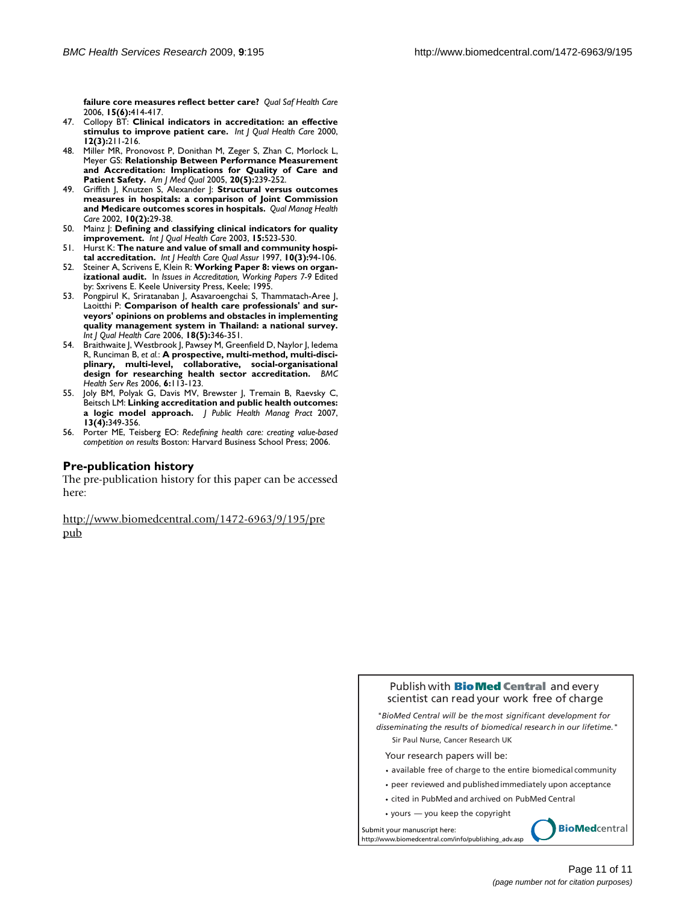**failure core measures reflect better care?** *Qual Saf Health Care* 2006, **15(6):**414-417.

47. Collopy BT: **Clinical indicators in accreditation: an effective stimulus to improve patient care.** *Int J Qual Health Care* 2000, **12(3):**211-216.
48. Miller MR, Pronovost P, Donithan M, Zeger S, Zhan C, Morlock L, Meyer GS: **Relationship Between Performance Measurement and Accreditation: Implications for Quality of Care and Patient Safety.** *Am J Med Qual* 2005, **20(5):**239-252.
49. Griffith J, Knutzen S, Alexander J: **Structural versus outcomes measures in hospitals: a comparison of Joint Commission and Medicare outcomes scores in hospitals.** *Qual Manag Health Care* 2002, **10(2):**29-38.
50. Mainz J: **Defining and classifying clinical indicators for quality improvement.** *Int J Qual Health Care* 2003, **15:**523-530.
51. Hurst K: **The nature and value of small and community hospital accreditation.** *Int J Health Care Qual Assur* 1997, **10(3):**94-106.
52. Steiner A, Scrivens E, Klein R: **Working Paper 8: views on organizational audit.** In *Issues in Accreditation, Working Papers 7-9* Edited by: Sxrivens E. Keele University Press, Keele; 1995.
53. Pongpirul K, Sriratanaban J, Asavaroengchai S, Thammatach-Aree J, Laoitthi P: **Comparison of health care professionals' and surveyors' opinions on problems and obstacles in implementing quality management system in Thailand: a national survey.** *Int J Qual Health Care* 2006, **18(5):**346-351.
54. Braithwaite J, Westbrook J, Pawsey M, Greenfield D, Naylor J, Iedema R, Runciman B, *et al.*: **A prospective, multi-method, multi-disciplinary, multi-level, collaborative, social-organisational design for researching health sector accreditation.** *BMC Health Serv Res* 2006, **6:**113-123.
55. Joly BM, Polyak G, Davis MV, Brewster J, Tremain B, Raevsky C, Beitsch LM: **Linking accreditation and public health outcomes: a logic model approach.** *J Public Health Manag Pract* 2007, **13(4):**349-356.
56. Porter ME, Teisberg EO: *Redefining health care: creating value-based competition on results* Boston: Harvard Business School Press; 2006.

## Pre-publication history

The pre-publication history for this paper can be accessed here:

http://www.biomedcentral.com/1472-6963/9/195/prepub

Publish with **BioMed Central** and every scientist can read your work free of charge

*"BioMed Central will be the most significant development for disseminating the results of biomedical research in our lifetime."*

Sir Paul Nurse, Cancer Research UK

Your research papers will be:

- available free of charge to the entire biomedical community
- peer reviewed and published immediately upon acceptance
- cited in PubMed and archived on PubMed Central
- yours — you keep the copyright

Submit your manuscript here:
http://www.biomedcentral.com/info/publishing_adv.asp

**BioMed**central